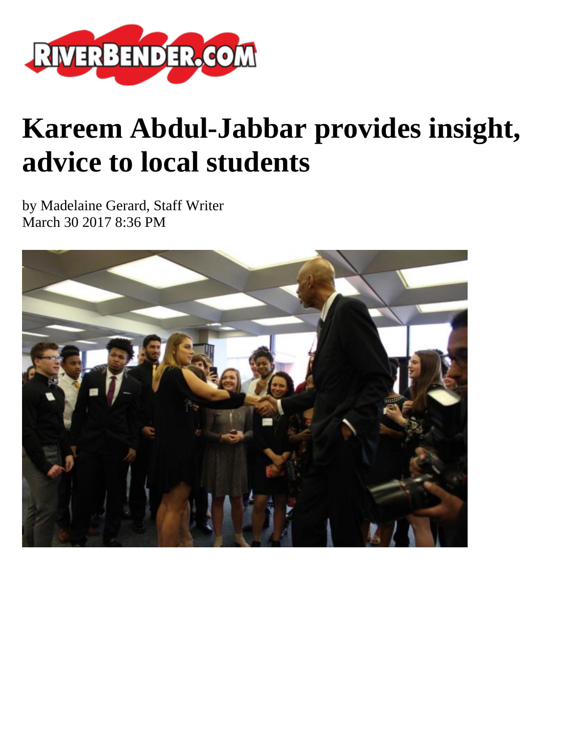# Kareem Abdul-Jabbar provides insight, advice to local students

by Madelaine Gerard, Staff Writer
March 30 2017 8:36 PM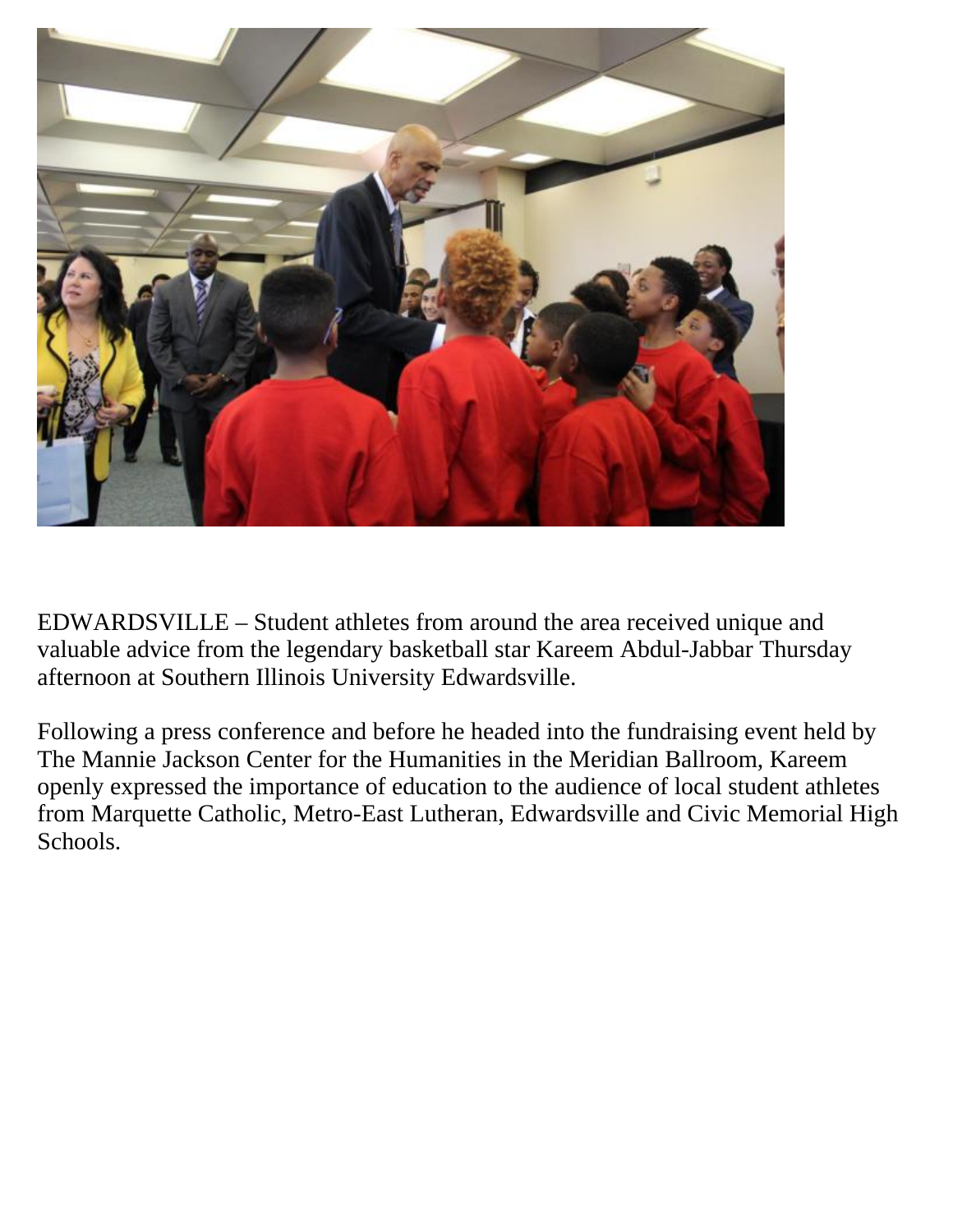EDWARDSVILLE – Student athletes from around the area received unique and valuable advice from the legendary basketball star Kareem Abdul-Jabbar Thursday afternoon at Southern Illinois University Edwardsville.

Following a press conference and before he headed into the fundraising event held by The Mannie Jackson Center for the Humanities in the Meridian Ballroom, Kareem openly expressed the importance of education to the audience of local student athletes from Marquette Catholic, Metro-East Lutheran, Edwardsville and Civic Memorial High Schools.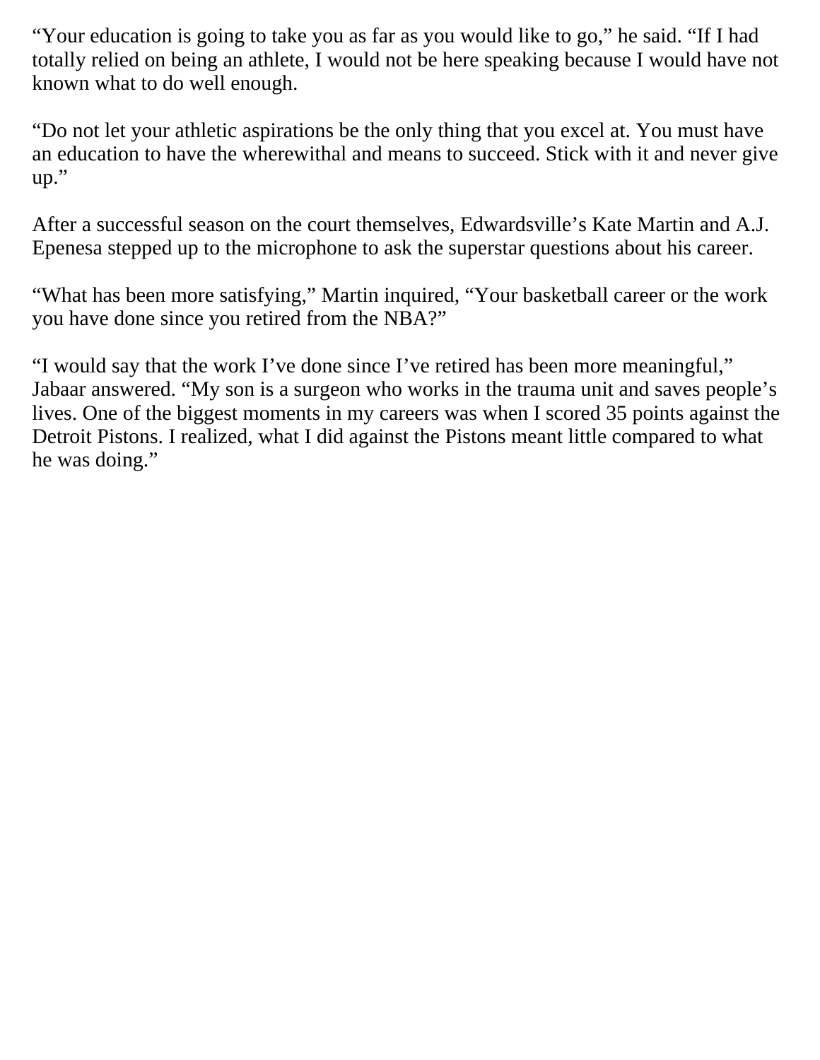"Your education is going to take you as far as you would like to go," he said. "If I had totally relied on being an athlete, I would not be here speaking because I would have not known what to do well enough.

"Do not let your athletic aspirations be the only thing that you excel at. You must have an education to have the wherewithal and means to succeed. Stick with it and never give up."

After a successful season on the court themselves, Edwardsville's Kate Martin and A.J. Epenesa stepped up to the microphone to ask the superstar questions about his career.

"What has been more satisfying," Martin inquired, "Your basketball career or the work you have done since you retired from the NBA?"

"I would say that the work I've done since I've retired has been more meaningful," Jabaar answered. "My son is a surgeon who works in the trauma unit and saves people's lives. One of the biggest moments in my careers was when I scored 35 points against the Detroit Pistons. I realized, what I did against the Pistons meant little compared to what he was doing."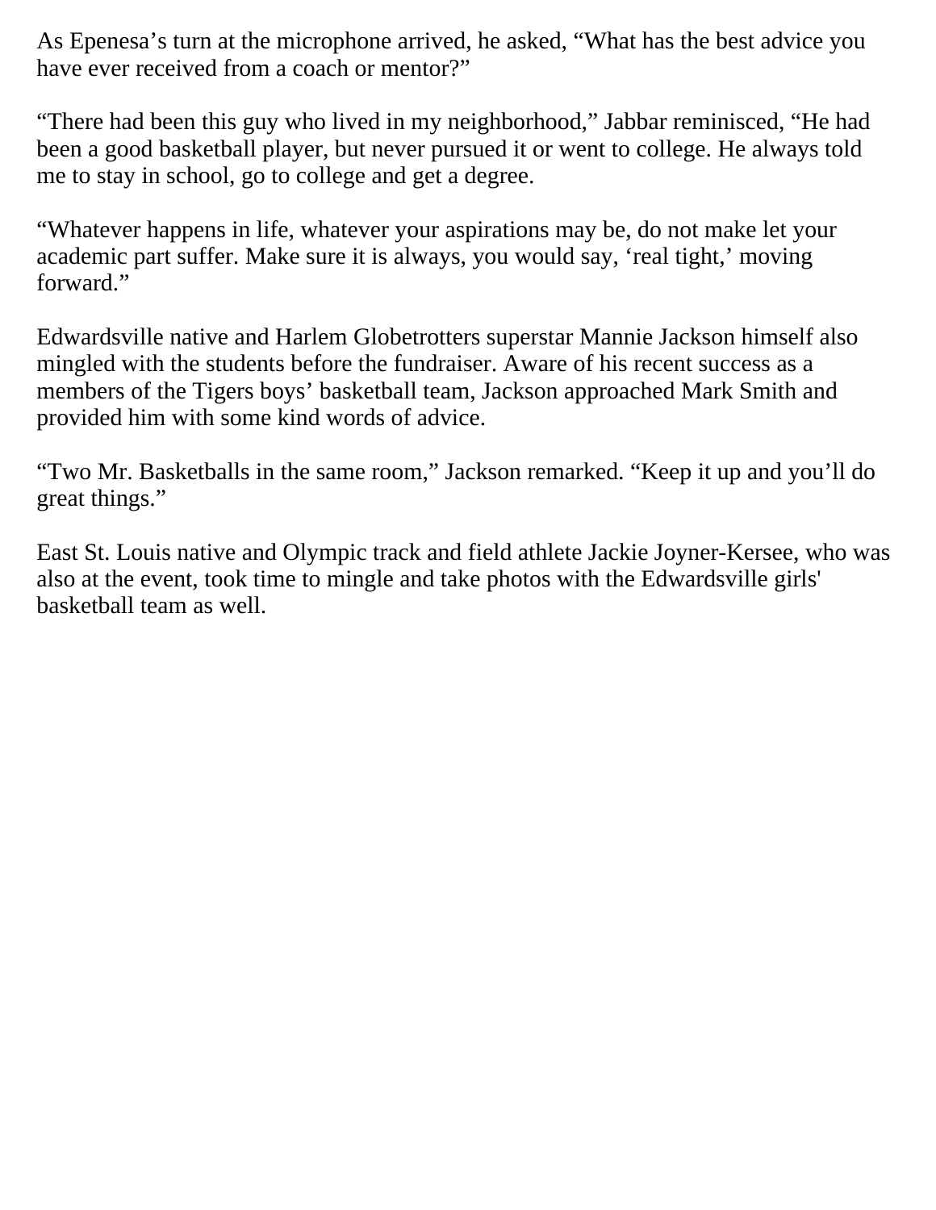As Epenesa's turn at the microphone arrived, he asked, "What has the best advice you have ever received from a coach or mentor?"

"There had been this guy who lived in my neighborhood," Jabbar reminisced, "He had been a good basketball player, but never pursued it or went to college. He always told me to stay in school, go to college and get a degree.

"Whatever happens in life, whatever your aspirations may be, do not make let your academic part suffer. Make sure it is always, you would say, 'real tight,' moving forward."

Edwardsville native and Harlem Globetrotters superstar Mannie Jackson himself also mingled with the students before the fundraiser. Aware of his recent success as a members of the Tigers boys' basketball team, Jackson approached Mark Smith and provided him with some kind words of advice.

"Two Mr. Basketballs in the same room," Jackson remarked. "Keep it up and you'll do great things."

East St. Louis native and Olympic track and field athlete Jackie Joyner-Kersee, who was also at the event, took time to mingle and take photos with the Edwardsville girls' basketball team as well.